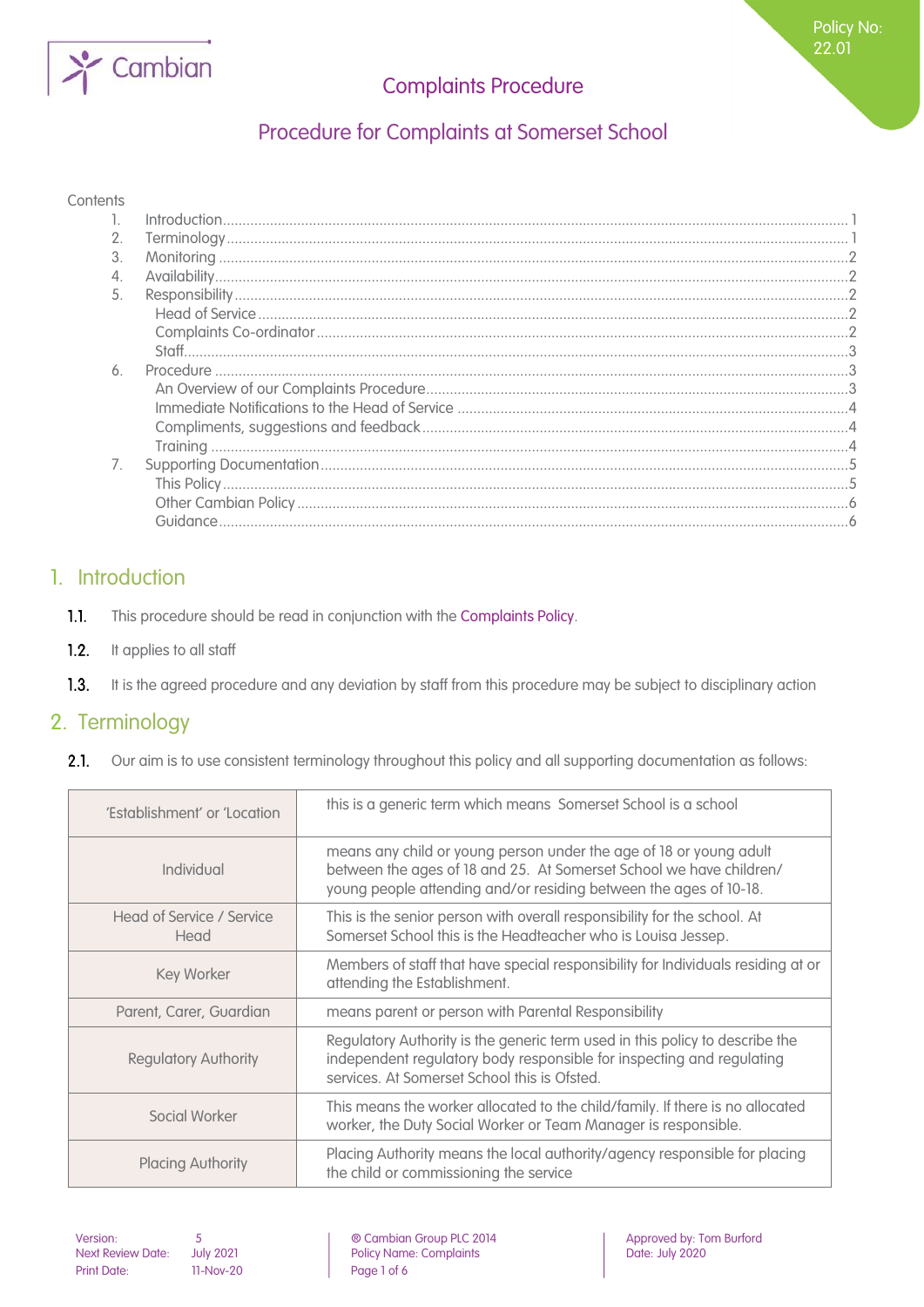# Complaints Procedure

## Procedure for Complaints at Somerset School

Contents

1. Introduction ... 1
2. Terminology ... 1
3. Monitoring ... 2
4. Availability ... 2
5. Responsibility ... 2
   - Head of Service ... 2
   - Complaints Co-ordinator ... 2
   - Staff ... 3
6. Procedure ... 3
   - An Overview of our Complaints Procedure ... 3
   - Immediate Notifications to the Head of Service ... 4
   - Compliments, suggestions and feedback ... 4
   - Training ... 4
7. Supporting Documentation ... 5
   - This Policy ... 5
   - Other Cambian Policy ... 6
   - Guidance ... 6

## 1. Introduction

**1.1.** This procedure should be read in conjunction with the Complaints Policy.

**1.2.** It applies to all staff

**1.3.** It is the agreed procedure and any deviation by staff from this procedure may be subject to disciplinary action

## 2. Terminology

**2.1.** Our aim is to use consistent terminology throughout this policy and all supporting documentation as follows:

| | |
|---|---|
| 'Establishment' or 'Location | this is a generic term which means Somerset School is a school |
| Individual | means any child or young person under the age of 18 or young adult between the ages of 18 and 25. At Somerset School we have children/ young people attending and/or residing between the ages of 10-18. |
| Head of Service / Service Head | This is the senior person with overall responsibility for the school. At Somerset School this is the Headteacher who is Louisa Jessep. |
| Key Worker | Members of staff that have special responsibility for Individuals residing at or attending the Establishment. |
| Parent, Carer, Guardian | means parent or person with Parental Responsibility |
| Regulatory Authority | Regulatory Authority is the generic term used in this policy to describe the independent regulatory body responsible for inspecting and regulating services. At Somerset School this is Ofsted. |
| Social Worker | This means the worker allocated to the child/family. If there is no allocated worker, the Duty Social Worker or Team Manager is responsible. |
| Placing Authority | Placing Authority means the local authority/agency responsible for placing the child or commissioning the service |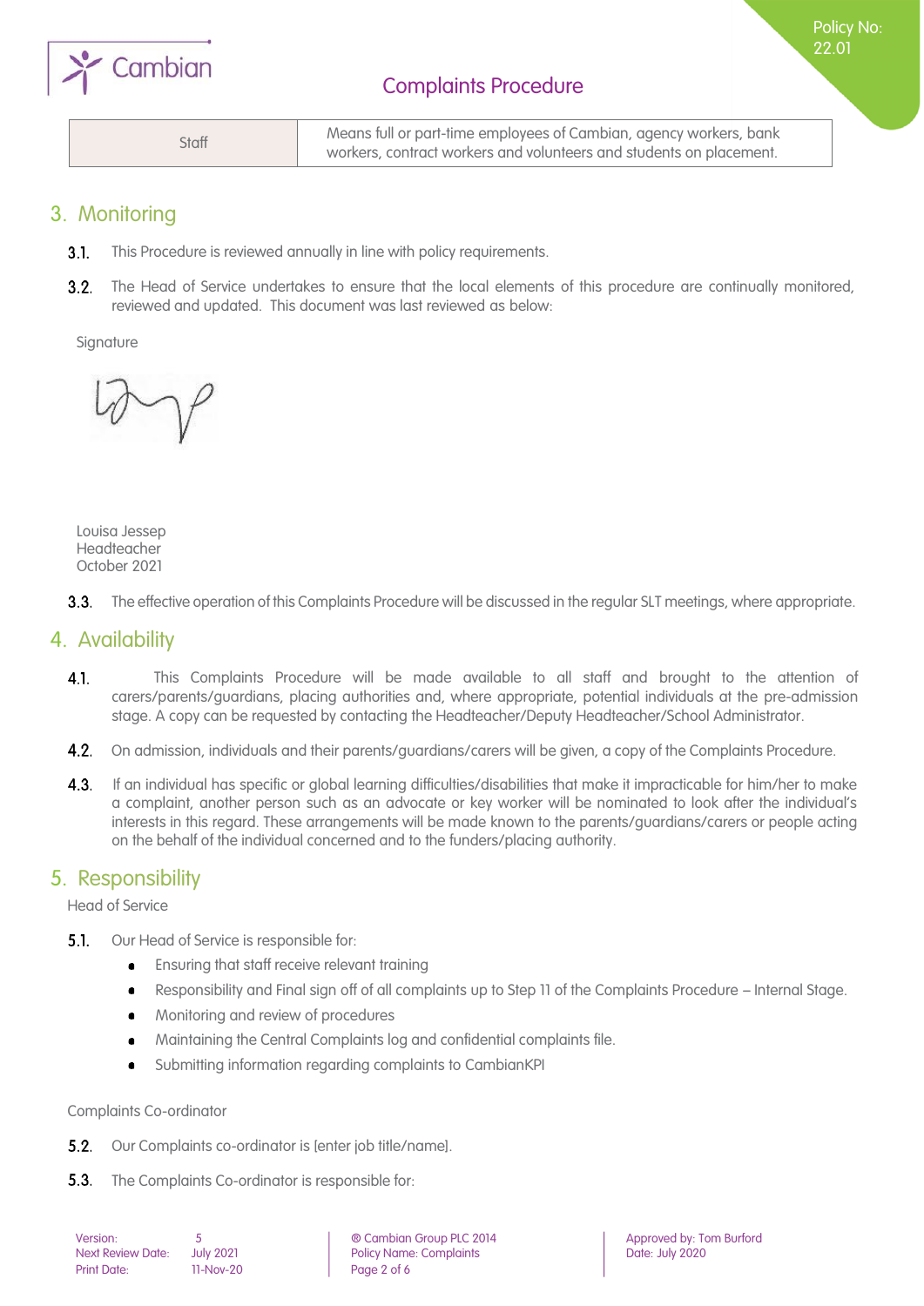| Staff | Means full or part-time employees of Cambian, agency workers, bank workers, contract workers and volunteers and students on placement. |
|---|---|

## 3. Monitoring

**3.1.** This Procedure is reviewed annually in line with policy requirements.

**3.2.** The Head of Service undertakes to ensure that the local elements of this procedure are continually monitored, reviewed and updated. This document was last reviewed as below:

Signature

Louisa Jessep
Headteacher
October 2021

**3.3.** The effective operation of this Complaints Procedure will be discussed in the regular SLT meetings, where appropriate.

## 4. Availability

**4.1.** This Complaints Procedure will be made available to all staff and brought to the attention of carers/parents/guardians, placing authorities and, where appropriate, potential individuals at the pre-admission stage. A copy can be requested by contacting the Headteacher/Deputy Headteacher/School Administrator.

**4.2.** On admission, individuals and their parents/guardians/carers will be given, a copy of the Complaints Procedure.

**4.3.** If an individual has specific or global learning difficulties/disabilities that make it impracticable for him/her to make a complaint, another person such as an advocate or key worker will be nominated to look after the individual's interests in this regard. These arrangements will be made known to the parents/guardians/carers or people acting on the behalf of the individual concerned and to the funders/placing authority.

## 5. Responsibility

Head of Service

**5.1.** Our Head of Service is responsible for:

- Ensuring that staff receive relevant training
- Responsibility and Final sign off of all complaints up to Step 11 of the Complaints Procedure – Internal Stage.
- Monitoring and review of procedures
- Maintaining the Central Complaints log and confidential complaints file.
- Submitting information regarding complaints to CambianKPI

Complaints Co-ordinator

**5.2.** Our Complaints co-ordinator is [enter job title/name].

**5.3.** The Complaints Co-ordinator is responsible for: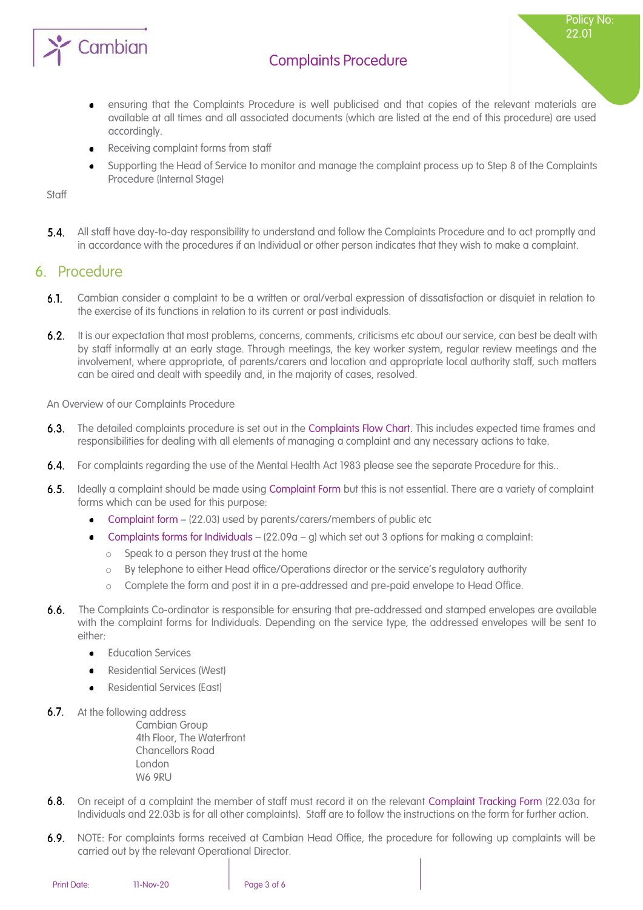- ensuring that the Complaints Procedure is well publicised and that copies of the relevant materials are available at all times and all associated documents (which are listed at the end of this procedure) are used accordingly.
- Receiving complaint forms from staff
- Supporting the Head of Service to monitor and manage the complaint process up to Step 8 of the Complaints Procedure (Internal Stage)

Staff

**5.4.** All staff have day-to-day responsibility to understand and follow the Complaints Procedure and to act promptly and in accordance with the procedures if an Individual or other person indicates that they wish to make a complaint.

## 6. Procedure

**6.1.** Cambian consider a complaint to be a written or oral/verbal expression of dissatisfaction or disquiet in relation to the exercise of its functions in relation to its current or past individuals.

**6.2.** It is our expectation that most problems, concerns, comments, criticisms etc about our service, can best be dealt with by staff informally at an early stage. Through meetings, the key worker system, regular review meetings and the involvement, where appropriate, of parents/carers and location and appropriate local authority staff, such matters can be aired and dealt with speedily and, in the majority of cases, resolved.

An Overview of our Complaints Procedure

**6.3.** The detailed complaints procedure is set out in the Complaints Flow Chart. This includes expected time frames and responsibilities for dealing with all elements of managing a complaint and any necessary actions to take.

**6.4.** For complaints regarding the use of the Mental Health Act 1983 please see the separate Procedure for this..

**6.5.** Ideally a complaint should be made using Complaint Form but this is not essential. There are a variety of complaint forms which can be used for this purpose:

- Complaint form – (22.03) used by parents/carers/members of public etc
- Complaints forms for Individuals – (22.09a – g) which set out 3 options for making a complaint:
  - Speak to a person they trust at the home
  - By telephone to either Head office/Operations director or the service's regulatory authority
  - Complete the form and post it in a pre-addressed and pre-paid envelope to Head Office.

**6.6.** The Complaints Co-ordinator is responsible for ensuring that pre-addressed and stamped envelopes are available with the complaint forms for Individuals. Depending on the service type, the addressed envelopes will be sent to either:

- Education Services
- Residential Services (West)
- Residential Services (East)

**6.7.** At the following address

Cambian Group
4th Floor, The Waterfront
Chancellors Road
London
W6 9RU

**6.8.** On receipt of a complaint the member of staff must record it on the relevant Complaint Tracking Form (22.03a for Individuals and 22.03b is for all other complaints). Staff are to follow the instructions on the form for further action.

**6.9.** NOTE: For complaints forms received at Cambian Head Office, the procedure for following up complaints will be carried out by the relevant Operational Director.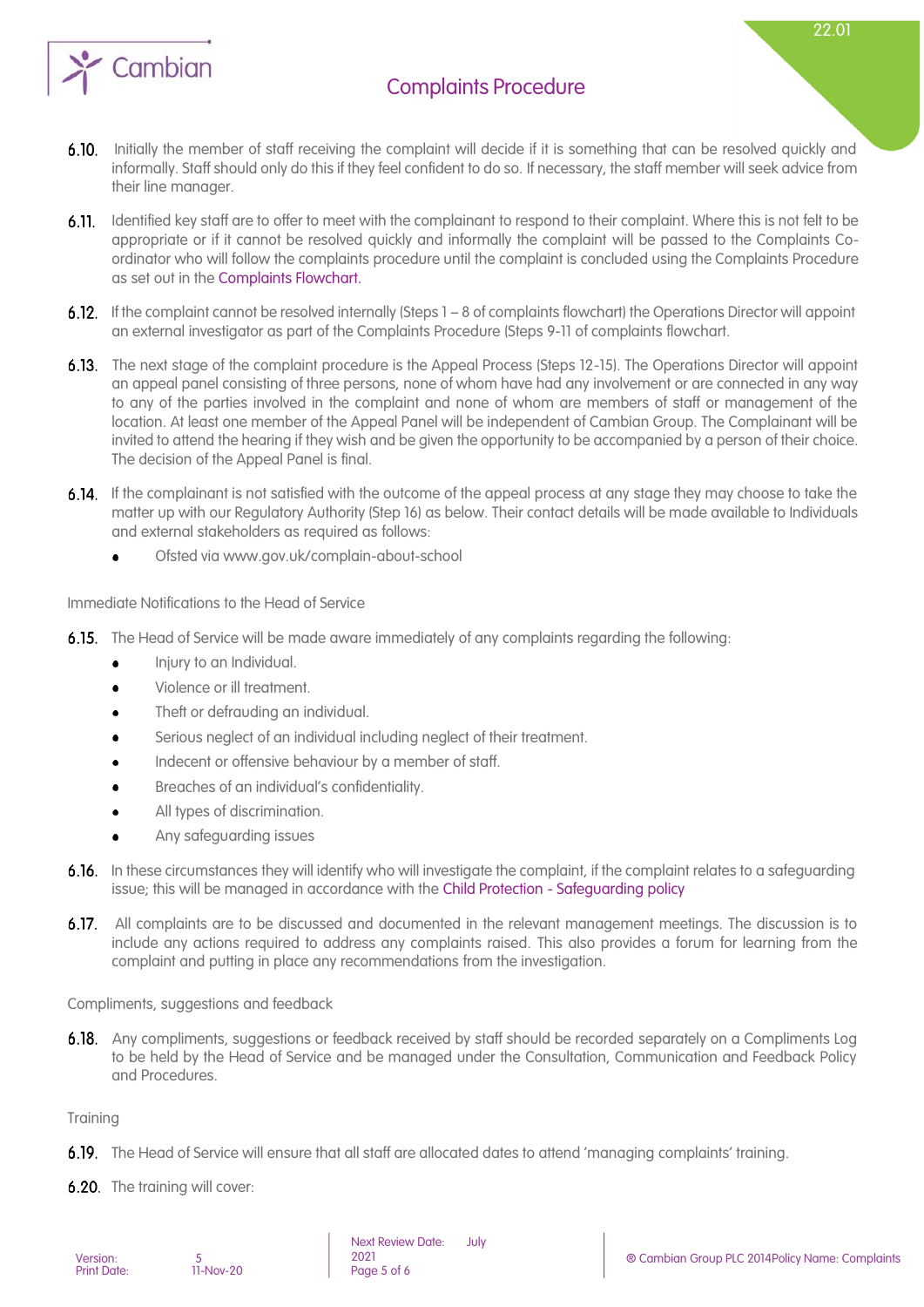6.10. Initially the member of staff receiving the complaint will decide if it is something that can be resolved quickly and informally. Staff should only do this if they feel confident to do so. If necessary, the staff member will seek advice from their line manager.

6.11. Identified key staff are to offer to meet with the complainant to respond to their complaint. Where this is not felt to be appropriate or if it cannot be resolved quickly and informally the complaint will be passed to the Complaints Co-ordinator who will follow the complaints procedure until the complaint is concluded using the Complaints Procedure as set out in the Complaints Flowchart.

6.12. If the complaint cannot be resolved internally (Steps 1 – 8 of complaints flowchart) the Operations Director will appoint an external investigator as part of the Complaints Procedure (Steps 9-11 of complaints flowchart.

6.13. The next stage of the complaint procedure is the Appeal Process (Steps 12-15). The Operations Director will appoint an appeal panel consisting of three persons, none of whom have had any involvement or are connected in any way to any of the parties involved in the complaint and none of whom are members of staff or management of the location. At least one member of the Appeal Panel will be independent of Cambian Group. The Complainant will be invited to attend the hearing if they wish and be given the opportunity to be accompanied by a person of their choice. The decision of the Appeal Panel is final.

6.14. If the complainant is not satisfied with the outcome of the appeal process at any stage they may choose to take the matter up with our Regulatory Authority (Step 16) as below. Their contact details will be made available to Individuals and external stakeholders as required as follows:

- Ofsted via www.gov.uk/complain-about-school

Immediate Notifications to the Head of Service

6.15. The Head of Service will be made aware immediately of any complaints regarding the following:

- Injury to an Individual.
- Violence or ill treatment.
- Theft or defrauding an individual.
- Serious neglect of an individual including neglect of their treatment.
- Indecent or offensive behaviour by a member of staff.
- Breaches of an individual's confidentiality.
- All types of discrimination.
- Any safeguarding issues

6.16. In these circumstances they will identify who will investigate the complaint, if the complaint relates to a safeguarding issue; this will be managed in accordance with the Child Protection - Safeguarding policy

6.17. All complaints are to be discussed and documented in the relevant management meetings. The discussion is to include any actions required to address any complaints raised. This also provides a forum for learning from the complaint and putting in place any recommendations from the investigation.

Compliments, suggestions and feedback

6.18. Any compliments, suggestions or feedback received by staff should be recorded separately on a Compliments Log to be held by the Head of Service and be managed under the Consultation, Communication and Feedback Policy and Procedures.

Training

6.19. The Head of Service will ensure that all staff are allocated dates to attend 'managing complaints' training.

6.20. The training will cover: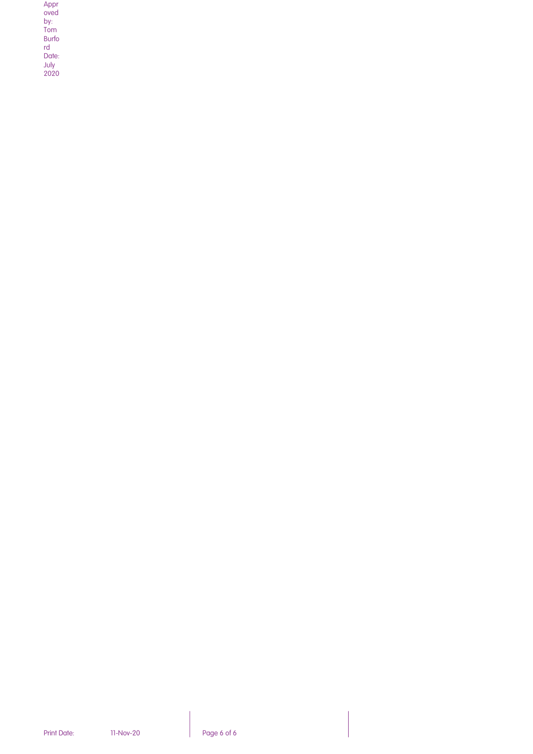Approved by: Tom Burford Date: July 2020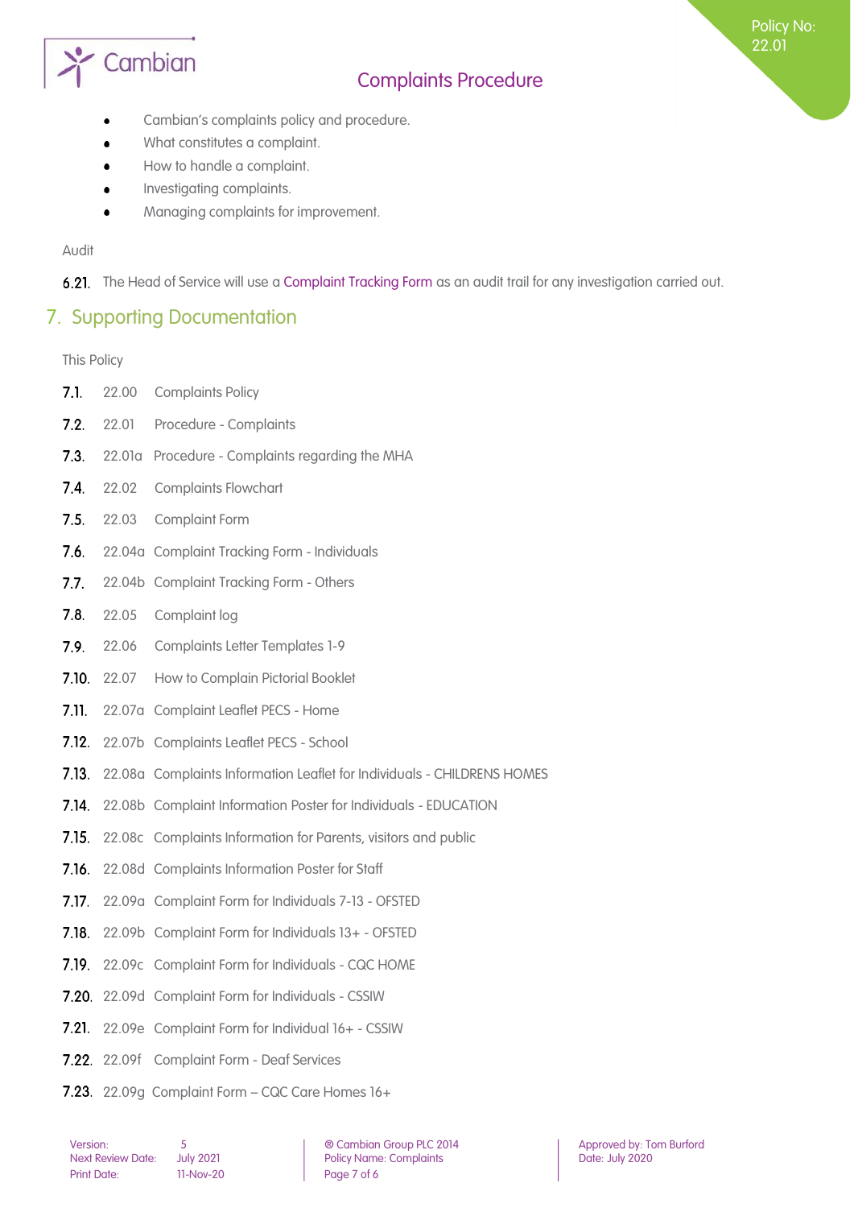- Cambian's complaints policy and procedure.
- What constitutes a complaint.
- How to handle a complaint.
- Investigating complaints.
- Managing complaints for improvement.

Audit

6.21. The Head of Service will use a Complaint Tracking Form as an audit trail for any investigation carried out.

## 7. Supporting Documentation

This Policy

7.1. 22.00 Complaints Policy

7.2. 22.01 Procedure - Complaints

7.3. 22.01a Procedure - Complaints regarding the MHA

7.4. 22.02 Complaints Flowchart

7.5. 22.03 Complaint Form

7.6. 22.04a Complaint Tracking Form - Individuals

7.7. 22.04b Complaint Tracking Form - Others

7.8. 22.05 Complaint log

7.9. 22.06 Complaints Letter Templates 1-9

7.10. 22.07 How to Complain Pictorial Booklet

7.11. 22.07a Complaint Leaflet PECS - Home

7.12. 22.07b Complaints Leaflet PECS - School

7.13. 22.08a Complaints Information Leaflet for Individuals - CHILDRENS HOMES

7.14. 22.08b Complaint Information Poster for Individuals - EDUCATION

7.15. 22.08c Complaints Information for Parents, visitors and public

7.16. 22.08d Complaints Information Poster for Staff

7.17. 22.09a Complaint Form for Individuals 7-13 - OFSTED

7.18. 22.09b Complaint Form for Individuals 13+ - OFSTED

7.19. 22.09c Complaint Form for Individuals - CQC HOME

7.20. 22.09d Complaint Form for Individuals - CSSIW

7.21. 22.09e Complaint Form for Individual 16+ - CSSIW

7.22. 22.09f Complaint Form - Deaf Services

7.23. 22.09g Complaint Form – CQC Care Homes 16+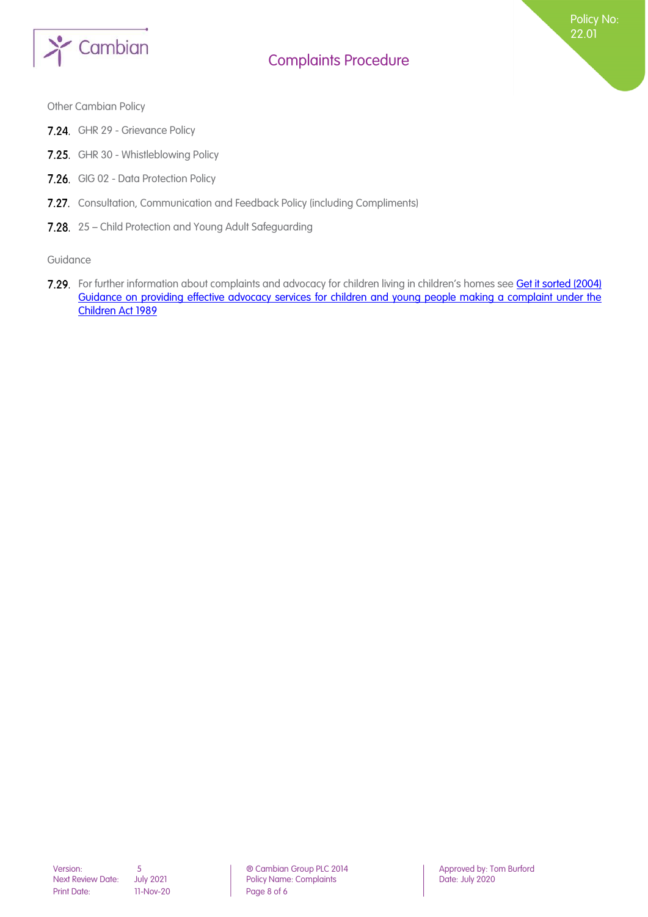Other Cambian Policy

7.24. GHR 29 - Grievance Policy

7.25. GHR 30 - Whistleblowing Policy

7.26. GIG 02 - Data Protection Policy

7.27. Consultation, Communication and Feedback Policy (including Compliments)

7.28. 25 – Child Protection and Young Adult Safeguarding

Guidance

7.29. For further information about complaints and advocacy for children living in children's homes see Get it sorted (2004) Guidance on providing effective advocacy services for children and young people making a complaint under the Children Act 1989